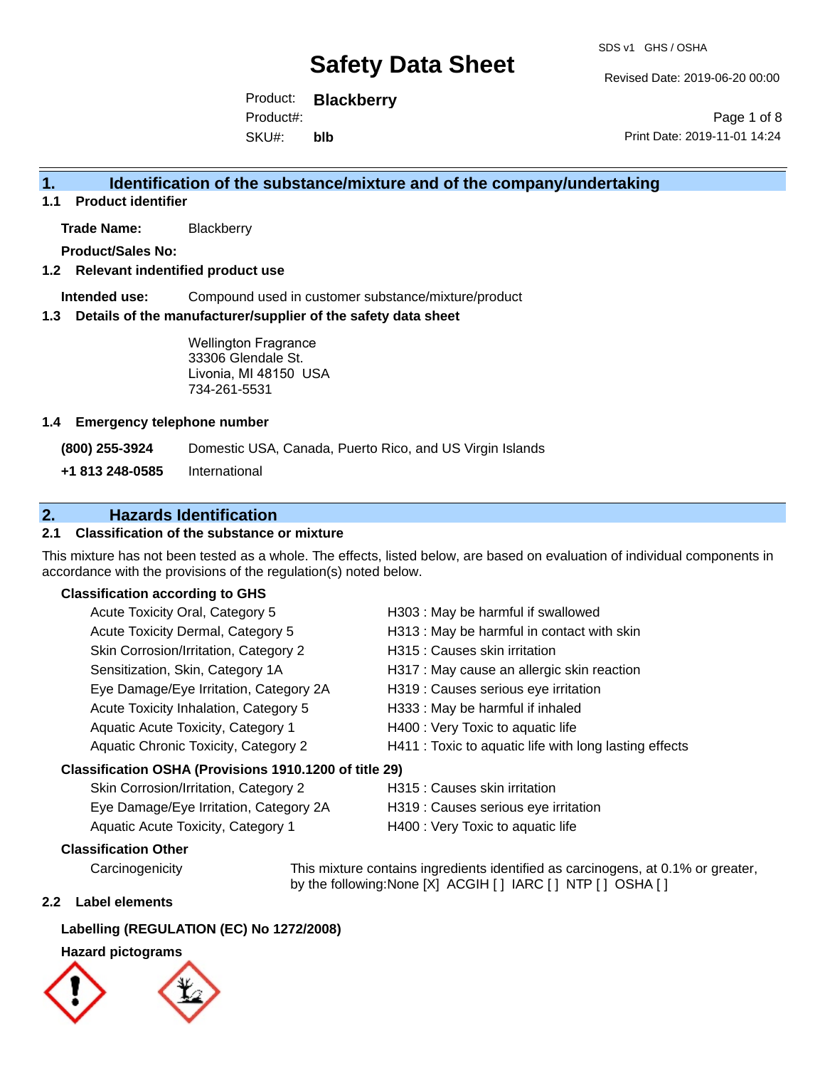# Safety Data Sheet

SDS v1 GHS / OSHA

Revised Date: 2019-06-20 00:00

Product: **Blackberry**
Product#:
SKU#: **blb**

Print Date: 2019-11-01 14:24

## 1. Identification of the substance/mixture and of the company/undertaking

### 1.1 Product identifier

**Trade Name:** Blackberry

**Product/Sales No:**

### 1.2 Relevant indentified product use

**Intended use:** Compound used in customer substance/mixture/product

### 1.3 Details of the manufacturer/supplier of the safety data sheet

Wellington Fragrance
33306 Glendale St.
Livonia, MI 48150 USA
734-261-5531

### 1.4 Emergency telephone number

**(800) 255-3924** Domestic USA, Canada, Puerto Rico, and US Virgin Islands

**+1 813 248-0585** International

## 2. Hazards Identification

### 2.1 Classification of the substance or mixture

This mixture has not been tested as a whole. The effects, listed below, are based on evaluation of individual components in accordance with the provisions of the regulation(s) noted below.

**Classification according to GHS**

| | |
|---|---|
| Acute Toxicity Oral, Category 5 | H303 : May be harmful if swallowed |
| Acute Toxicity Dermal, Category 5 | H313 : May be harmful in contact with skin |
| Skin Corrosion/Irritation, Category 2 | H315 : Causes skin irritation |
| Sensitization, Skin, Category 1A | H317 : May cause an allergic skin reaction |
| Eye Damage/Eye Irritation, Category 2A | H319 : Causes serious eye irritation |
| Acute Toxicity Inhalation, Category 5 | H333 : May be harmful if inhaled |
| Aquatic Acute Toxicity, Category 1 | H400 : Very Toxic to aquatic life |
| Aquatic Chronic Toxicity, Category 2 | H411 : Toxic to aquatic life with long lasting effects |

**Classification OSHA (Provisions 1910.1200 of title 29)**

| | |
|---|---|
| Skin Corrosion/Irritation, Category 2 | H315 : Causes skin irritation |
| Eye Damage/Eye Irritation, Category 2A | H319 : Causes serious eye irritation |
| Aquatic Acute Toxicity, Category 1 | H400 : Very Toxic to aquatic life |

**Classification Other**

Carcinogenicity: This mixture contains ingredients identified as carcinogens, at 0.1% or greater, by the following:None [X] ACGIH [ ] IARC [ ] NTP [ ] OSHA [ ]

### 2.2 Label elements

**Labelling (REGULATION (EC) No 1272/2008)**

**Hazard pictograms**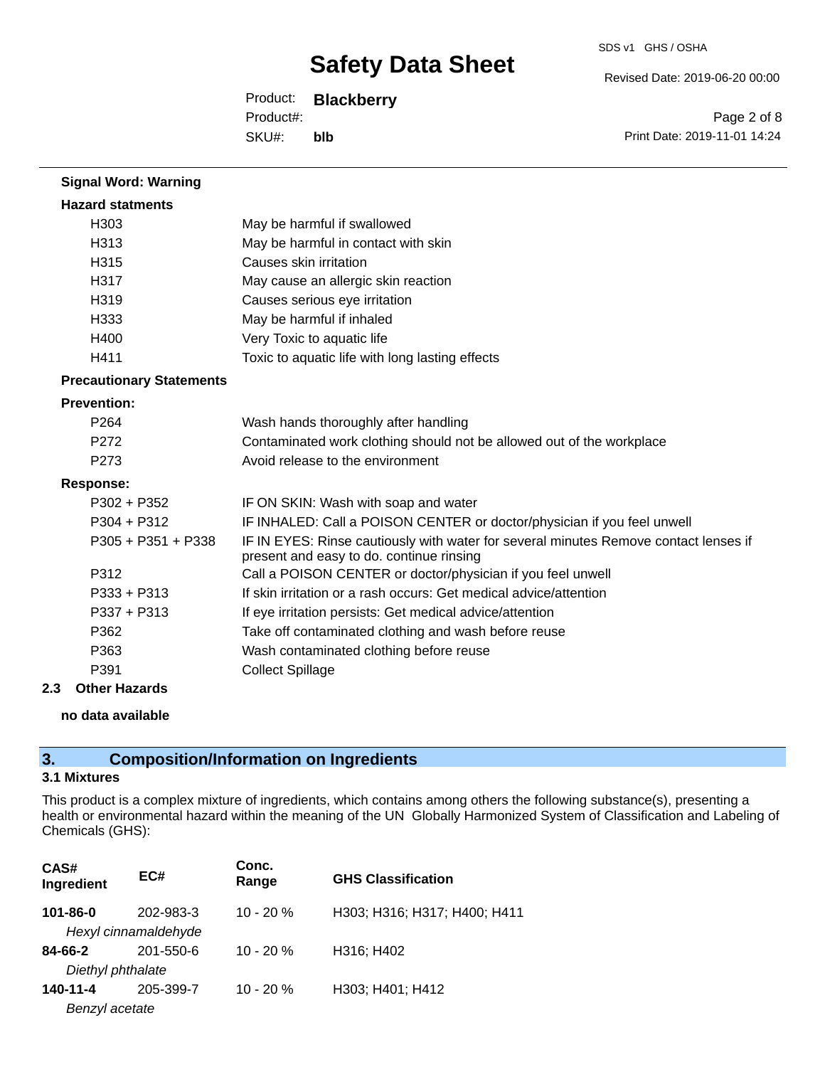**Signal Word: Warning**

**Hazard statments**

| | |
|---|---|
| H303 | May be harmful if swallowed |
| H313 | May be harmful in contact with skin |
| H315 | Causes skin irritation |
| H317 | May cause an allergic skin reaction |
| H319 | Causes serious eye irritation |
| H333 | May be harmful if inhaled |
| H400 | Very Toxic to aquatic life |
| H411 | Toxic to aquatic life with long lasting effects |

**Precautionary Statements**

**Prevention:**

| | |
|---|---|
| P264 | Wash hands thoroughly after handling |
| P272 | Contaminated work clothing should not be allowed out of the workplace |
| P273 | Avoid release to the environment |

**Response:**

| | |
|---|---|
| P302 + P352 | IF ON SKIN: Wash with soap and water |
| P304 + P312 | IF INHALED: Call a POISON CENTER or doctor/physician if you feel unwell |
| P305 + P351 + P338 | IF IN EYES: Rinse cautiously with water for several minutes Remove contact lenses if present and easy to do. continue rinsing |
| P312 | Call a POISON CENTER or doctor/physician if you feel unwell |
| P333 + P313 | If skin irritation or a rash occurs: Get medical advice/attention |
| P337 + P313 | If eye irritation persists: Get medical advice/attention |
| P362 | Take off contaminated clothing and wash before reuse |
| P363 | Wash contaminated clothing before reuse |
| P391 | Collect Spillage |

**2.3 Other Hazards**

**no data available**

## 3. Composition/Information on Ingredients

### 3.1 Mixtures

This product is a complex mixture of ingredients, which contains among others the following substance(s), presenting a health or environmental hazard within the meaning of the UN Globally Harmonized System of Classification and Labeling of Chemicals (GHS):

| CAS# Ingredient | EC# | Conc. Range | GHS Classification |
|---|---|---|---|
| **101-86-0** *Hexyl cinnamaldehyde* | 202-983-3 | 10 - 20 % | H303; H316; H317; H400; H411 |
| **84-66-2** *Diethyl phthalate* | 201-550-6 | 10 - 20 % | H316; H402 |
| **140-11-4** *Benzyl acetate* | 205-399-7 | 10 - 20 % | H303; H401; H412 |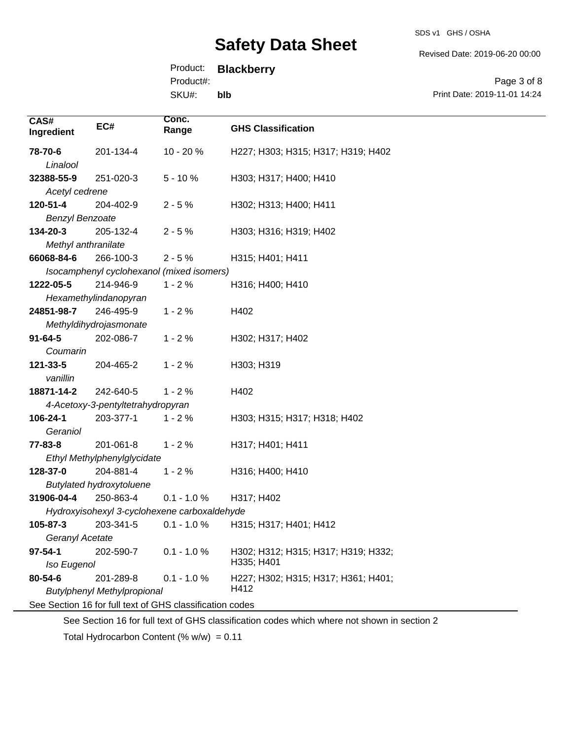| CAS# Ingredient | EC# | Conc. Range | GHS Classification |
| --- | --- | --- | --- |
| **78-70-6** *Linalool* | 201-134-4 | 10 - 20 % | H227; H303; H315; H317; H319; H402 |
| **32388-55-9** *Acetyl cedrene* | 251-020-3 | 5 - 10 % | H303; H317; H400; H410 |
| **120-51-4** *Benzyl Benzoate* | 204-402-9 | 2 - 5 % | H302; H313; H400; H411 |
| **134-20-3** *Methyl anthranilate* | 205-132-4 | 2 - 5 % | H303; H316; H319; H402 |
| **66068-84-6** *Isocamphenyl cyclohexanol (mixed isomers)* | 266-100-3 | 2 - 5 % | H315; H401; H411 |
| **1222-05-5** *Hexamethylindanopyran* | 214-946-9 | 1 - 2 % | H316; H400; H410 |
| **24851-98-7** *Methyldihydrojasmonate* | 246-495-9 | 1 - 2 % | H402 |
| **91-64-5** *Coumarin* | 202-086-7 | 1 - 2 % | H302; H317; H402 |
| **121-33-5** *vanillin* | 204-465-2 | 1 - 2 % | H303; H319 |
| **18871-14-2** *4-Acetoxy-3-pentyltetrahydropyran* | 242-640-5 | 1 - 2 % | H402 |
| **106-24-1** *Geraniol* | 203-377-1 | 1 - 2 % | H303; H315; H317; H318; H402 |
| **77-83-8** *Ethyl Methylphenylglycidate* | 201-061-8 | 1 - 2 % | H317; H401; H411 |
| **128-37-0** *Butylated hydroxytoluene* | 204-881-4 | 1 - 2 % | H316; H400; H410 |
| **31906-04-4** *Hydroxyisohexyl 3-cyclohexene carboxaldehyde* | 250-863-4 | 0.1 - 1.0 % | H317; H402 |
| **105-87-3** *Geranyl Acetate* | 203-341-5 | 0.1 - 1.0 % | H315; H317; H401; H412 |
| **97-54-1** *Iso Eugenol* | 202-590-7 | 0.1 - 1.0 % | H302; H312; H315; H317; H319; H332; H335; H401 |
| **80-54-6** *Butylphenyl Methylpropional* | 201-289-8 | 0.1 - 1.0 % | H227; H302; H315; H317; H361; H401; H412 |

See Section 16 for full text of GHS classification codes

See Section 16 for full text of GHS classification codes which where not shown in section 2

Total Hydrocarbon Content (% w/w) = 0.11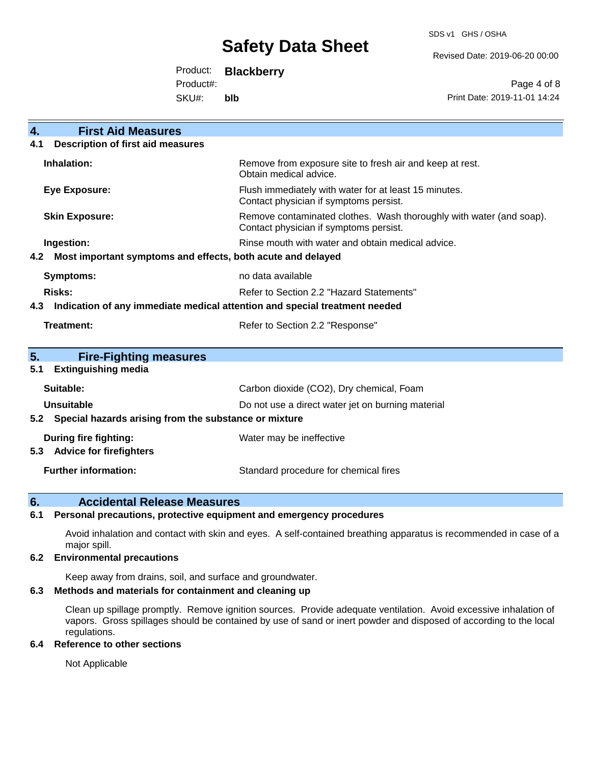## 4. First Aid Measures

### 4.1 Description of first aid measures

| | |
|---|---|
| **Inhalation:** | Remove from exposure site to fresh air and keep at rest. Obtain medical advice. |
| **Eye Exposure:** | Flush immediately with water for at least 15 minutes. Contact physician if symptoms persist. |
| **Skin Exposure:** | Remove contaminated clothes. Wash thoroughly with water (and soap). Contact physician if symptoms persist. |
| **Ingestion:** | Rinse mouth with water and obtain medical advice. |

### 4.2 Most important symptoms and effects, both acute and delayed

| | |
|---|---|
| **Symptoms:** | no data available |
| **Risks:** | Refer to Section 2.2 "Hazard Statements" |

### 4.3 Indication of any immediate medical attention and special treatment needed

| | |
|---|---|
| **Treatment:** | Refer to Section 2.2 "Response" |

## 5. Fire-Fighting measures

### 5.1 Extinguishing media

| | |
|---|---|
| **Suitable:** | Carbon dioxide ($CO_2$), Dry chemical, Foam |
| **Unsuitable** | Do not use a direct water jet on burning material |

### 5.2 Special hazards arising from the substance or mixture

| | |
|---|---|
| **During fire fighting:** | Water may be ineffective |

### 5.3 Advice for firefighters

| | |
|---|---|
| **Further information:** | Standard procedure for chemical fires |

## 6. Accidental Release Measures

### 6.1 Personal precautions, protective equipment and emergency procedures

Avoid inhalation and contact with skin and eyes. A self-contained breathing apparatus is recommended in case of a major spill.

### 6.2 Environmental precautions

Keep away from drains, soil, and surface and groundwater.

### 6.3 Methods and materials for containment and cleaning up

Clean up spillage promptly. Remove ignition sources. Provide adequate ventilation. Avoid excessive inhalation of vapors. Gross spillages should be contained by use of sand or inert powder and disposed of according to the local regulations.

### 6.4 Reference to other sections

Not Applicable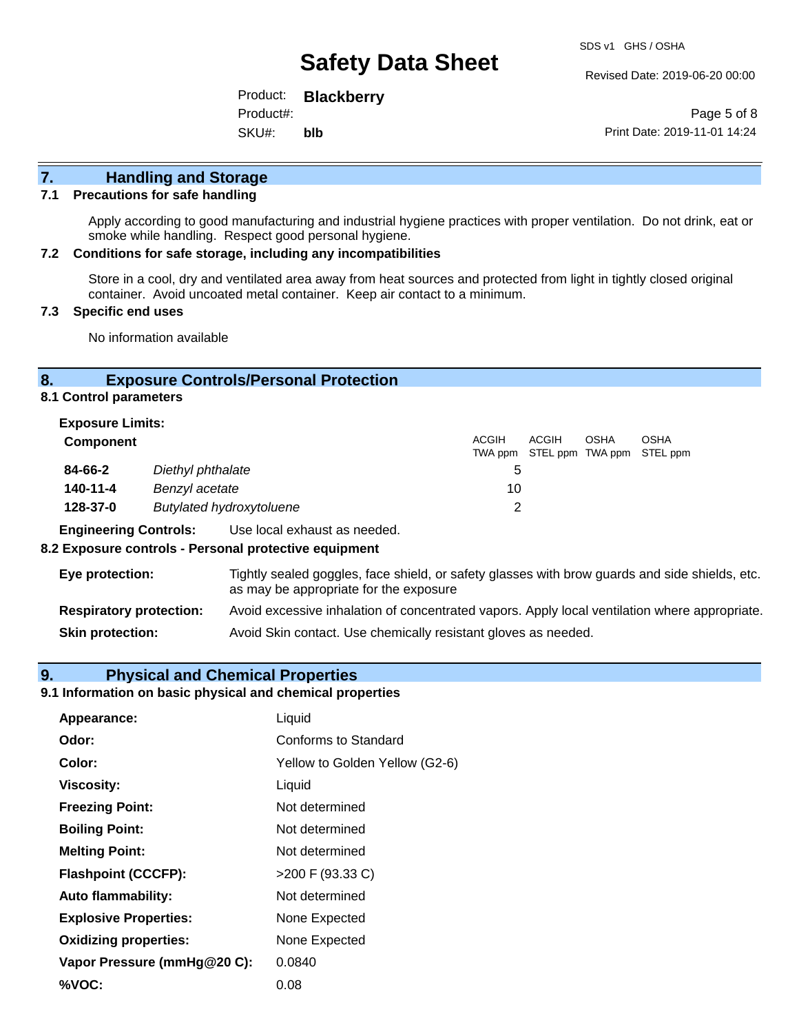## 7. Handling and Storage

### 7.1 Precautions for safe handling

Apply according to good manufacturing and industrial hygiene practices with proper ventilation. Do not drink, eat or smoke while handling. Respect good personal hygiene.

### 7.2 Conditions for safe storage, including any incompatibilities

Store in a cool, dry and ventilated area away from heat sources and protected from light in tightly closed original container. Avoid uncoated metal container. Keep air contact to a minimum.

### 7.3 Specific end uses

No information available

## 8. Exposure Controls/Personal Protection

### 8.1 Control parameters

**Exposure Limits:**

| Component | | ACGIH TWA ppm | ACGIH STEL ppm | OSHA TWA ppm | OSHA STEL ppm |
|---|---|---|---|---|---|
| **84-66-2** | *Diethyl phthalate* | 5 | | | |
| **140-11-4** | *Benzyl acetate* | 10 | | | |
| **128-37-0** | *Butylated hydroxytoluene* | 2 | | | |

**Engineering Controls:** Use local exhaust as needed.

### 8.2 Exposure controls - Personal protective equipment

**Eye protection:** Tightly sealed goggles, face shield, or safety glasses with brow guards and side shields, etc. as may be appropriate for the exposure

**Respiratory protection:** Avoid excessive inhalation of concentrated vapors. Apply local ventilation where appropriate.

**Skin protection:** Avoid Skin contact. Use chemically resistant gloves as needed.

## 9. Physical and Chemical Properties

### 9.1 Information on basic physical and chemical properties

| | |
|---|---|
| **Appearance:** | Liquid |
| **Odor:** | Conforms to Standard |
| **Color:** | Yellow to Golden Yellow (G2-6) |
| **Viscosity:** | Liquid |
| **Freezing Point:** | Not determined |
| **Boiling Point:** | Not determined |
| **Melting Point:** | Not determined |
| **Flashpoint (CCCFP):** | >200 F (93.33 C) |
| **Auto flammability:** | Not determined |
| **Explosive Properties:** | None Expected |
| **Oxidizing properties:** | None Expected |
| **Vapor Pressure (mmHg@20 C):** | 0.0840 |
| **%VOC:** | 0.08 |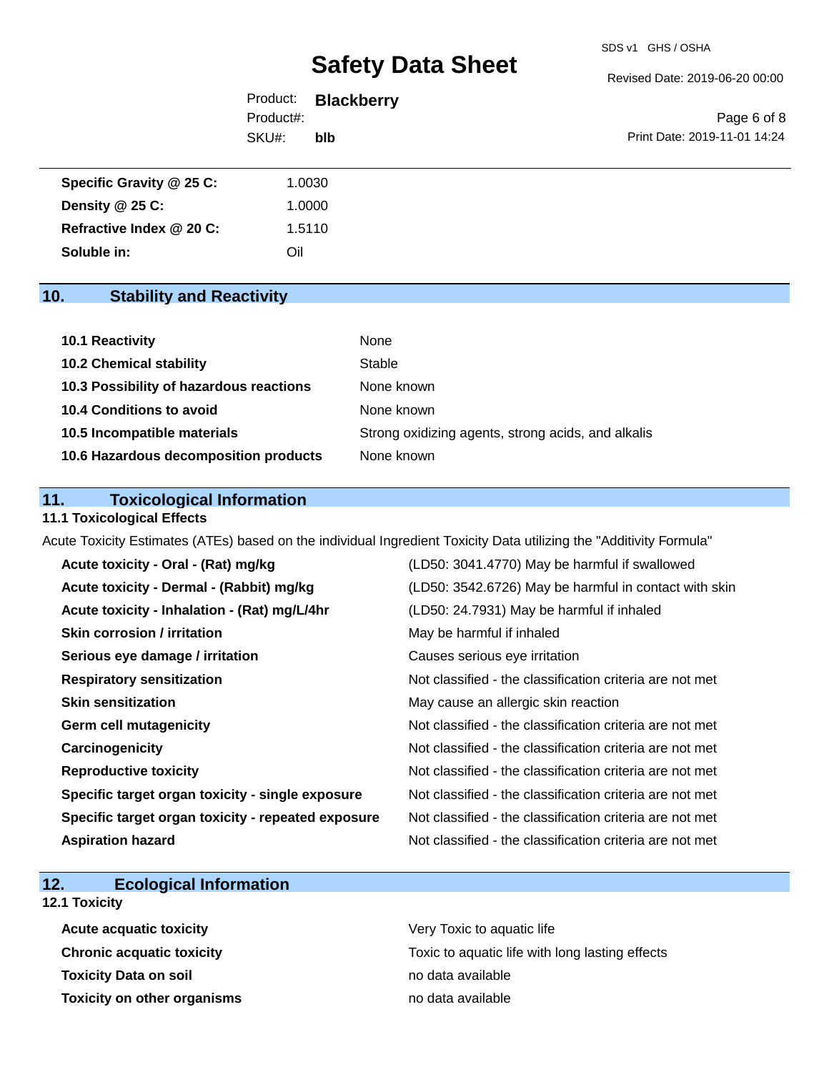| | |
|---|---|
| **Specific Gravity @ 25 C:** | 1.0030 |
| **Density @ 25 C:** | 1.0000 |
| **Refractive Index @ 20 C:** | 1.5110 |
| **Soluble in:** | Oil |

## 10. Stability and Reactivity

| | |
|---|---|
| **10.1 Reactivity** | None |
| **10.2 Chemical stability** | Stable |
| **10.3 Possibility of hazardous reactions** | None known |
| **10.4 Conditions to avoid** | None known |
| **10.5 Incompatible materials** | Strong oxidizing agents, strong acids, and alkalis |
| **10.6 Hazardous decomposition products** | None known |

## 11. Toxicological Information

### 11.1 Toxicological Effects

Acute Toxicity Estimates (ATEs) based on the individual Ingredient Toxicity Data utilizing the "Additivity Formula"

| | |
|---|---|
| **Acute toxicity - Oral - (Rat) mg/kg** | (LD50: 3041.4770) May be harmful if swallowed |
| **Acute toxicity - Dermal - (Rabbit) mg/kg** | (LD50: 3542.6726) May be harmful in contact with skin |
| **Acute toxicity - Inhalation - (Rat) mg/L/4hr** | (LD50: 24.7931) May be harmful if inhaled |
| **Skin corrosion / irritation** | May be harmful if inhaled |
| **Serious eye damage / irritation** | Causes serious eye irritation |
| **Respiratory sensitization** | Not classified - the classification criteria are not met |
| **Skin sensitization** | May cause an allergic skin reaction |
| **Germ cell mutagenicity** | Not classified - the classification criteria are not met |
| **Carcinogenicity** | Not classified - the classification criteria are not met |
| **Reproductive toxicity** | Not classified - the classification criteria are not met |
| **Specific target organ toxicity - single exposure** | Not classified - the classification criteria are not met |
| **Specific target organ toxicity - repeated exposure** | Not classified - the classification criteria are not met |
| **Aspiration hazard** | Not classified - the classification criteria are not met |

## 12. Ecological Information

### 12.1 Toxicity

| | |
|---|---|
| **Acute acquatic toxicity** | Very Toxic to aquatic life |
| **Chronic acquatic toxicity** | Toxic to aquatic life with long lasting effects |
| **Toxicity Data on soil** | no data available |
| **Toxicity on other organisms** | no data available |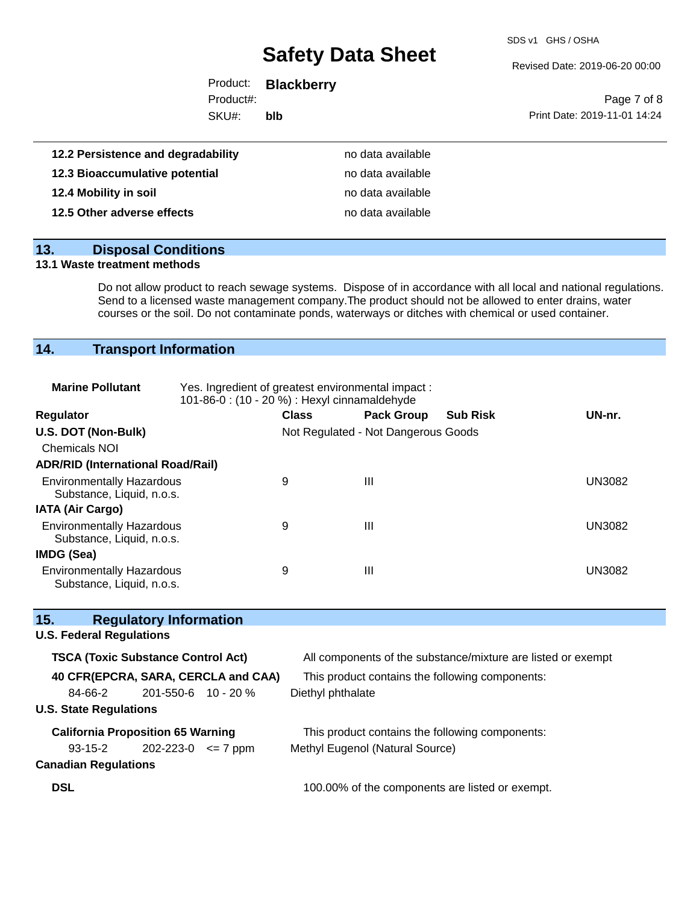| | |
|---|---|
| **12.2 Persistence and degradability** | no data available |
| **12.3 Bioaccumulative potential** | no data available |
| **12.4 Mobility in soil** | no data available |
| **12.5 Other adverse effects** | no data available |

## 13. Disposal Conditions

### 13.1 Waste treatment methods

Do not allow product to reach sewage systems. Dispose of in accordance with all local and national regulations. Send to a licensed waste management company.The product should not be allowed to enter drains, water courses or the soil. Do not contaminate ponds, waterways or ditches with chemical or used container.

## 14. Transport Information

**Marine Pollutant** Yes. Ingredient of greatest environmental impact : 101-86-0 : (10 - 20 %) : Hexyl cinnamaldehyde

| Regulator | Class | Pack Group | Sub Risk | UN-nr. |
|---|---|---|---|---|
| **U.S. DOT (Non-Bulk)** | Not Regulated - Not Dangerous Goods | | | |
| Chemicals NOI | | | | |
| **ADR/RID (International Road/Rail)** | | | | |
| Environmentally Hazardous Substance, Liquid, n.o.s. | 9 | III | | UN3082 |
| **IATA (Air Cargo)** | | | | |
| Environmentally Hazardous Substance, Liquid, n.o.s. | 9 | III | | UN3082 |
| **IMDG (Sea)** | | | | |
| Environmentally Hazardous Substance, Liquid, n.o.s. | 9 | III | | UN3082 |

## 15. Regulatory Information

### U.S. Federal Regulations

**TSCA (Toxic Substance Control Act)** All components of the substance/mixture are listed or exempt

**40 CFR(EPCRA, SARA, CERCLA and CAA)** This product contains the following components:

| | | | |
|---|---|---|---|
| 84-66-2 | 201-550-6 | 10 - 20 % | Diethyl phthalate |

### U.S. State Regulations

**California Proposition 65 Warning** This product contains the following components:

| | | | |
|---|---|---|---|
| 93-15-2 | 202-223-0 | <= 7 ppm | Methyl Eugenol (Natural Source) |

### Canadian Regulations

**DSL** 100.00% of the components are listed or exempt.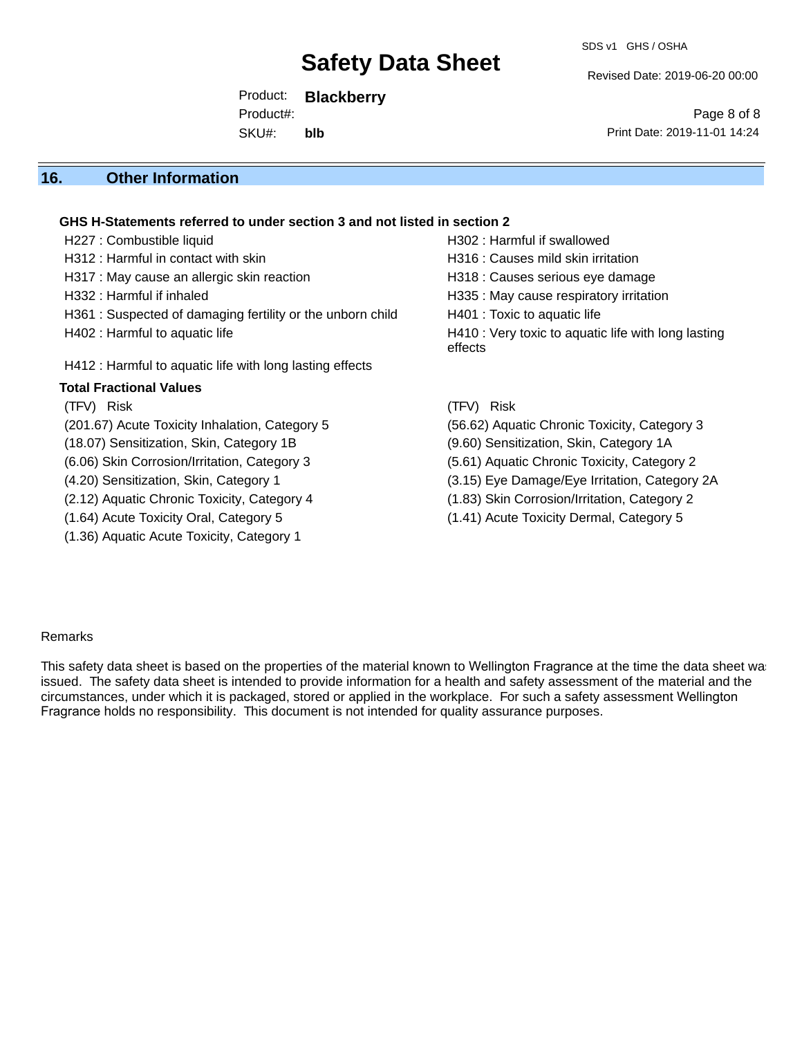## 16. Other Information

**GHS H-Statements referred to under section 3 and not listed in section 2**

H227 : Combustible liquid
H302 : Harmful if swallowed
H312 : Harmful in contact with skin
H316 : Causes mild skin irritation
H317 : May cause an allergic skin reaction
H318 : Causes serious eye damage
H332 : Harmful if inhaled
H335 : May cause respiratory irritation
H361 : Suspected of damaging fertility or the unborn child
H401 : Toxic to aquatic life
H402 : Harmful to aquatic life
H410 : Very toxic to aquatic life with long lasting effects
H412 : Harmful to aquatic life with long lasting effects

**Total Fractional Values**

| (TFV) Risk | (TFV) Risk |
|---|---|
| (201.67) Acute Toxicity Inhalation, Category 5 | (56.62) Aquatic Chronic Toxicity, Category 3 |
| (18.07) Sensitization, Skin, Category 1B | (9.60) Sensitization, Skin, Category 1A |
| (6.06) Skin Corrosion/Irritation, Category 3 | (5.61) Aquatic Chronic Toxicity, Category 2 |
| (4.20) Sensitization, Skin, Category 1 | (3.15) Eye Damage/Eye Irritation, Category 2A |
| (2.12) Aquatic Chronic Toxicity, Category 4 | (1.83) Skin Corrosion/Irritation, Category 2 |
| (1.64) Acute Toxicity Oral, Category 5 | (1.41) Acute Toxicity Dermal, Category 5 |
| (1.36) Aquatic Acute Toxicity, Category 1 | |

Remarks

This safety data sheet is based on the properties of the material known to Wellington Fragrance at the time the data sheet was issued. The safety data sheet is intended to provide information for a health and safety assessment of the material and the circumstances, under which it is packaged, stored or applied in the workplace. For such a safety assessment Wellington Fragrance holds no responsibility. This document is not intended for quality assurance purposes.